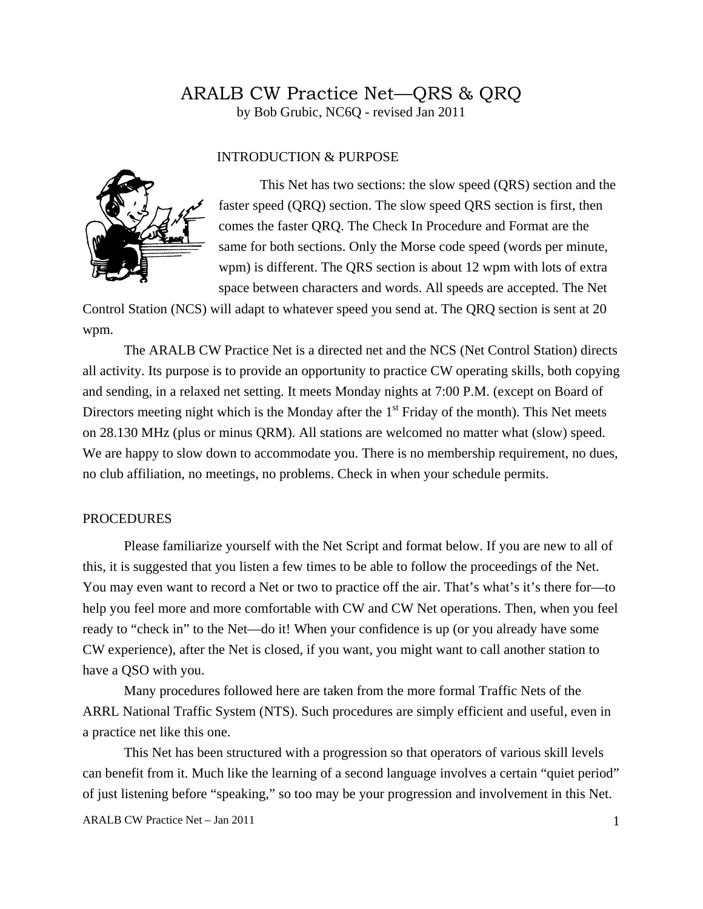# ARALB CW Practice Net—QRS & QRQ

by Bob Grubic, NC6Q - revised Jan 2011

## INTRODUCTION & PURPOSE

This Net has two sections: the slow speed (QRS) section and the faster speed (QRQ) section. The slow speed QRS section is first, then comes the faster QRQ. The Check In Procedure and Format are the same for both sections. Only the Morse code speed (words per minute, wpm) is different. The QRS section is about 12 wpm with lots of extra space between characters and words. All speeds are accepted. The Net Control Station (NCS) will adapt to whatever speed you send at. The QRQ section is sent at 20 wpm.

The ARALB CW Practice Net is a directed net and the NCS (Net Control Station) directs all activity. Its purpose is to provide an opportunity to practice CW operating skills, both copying and sending, in a relaxed net setting. It meets Monday nights at 7:00 P.M. (except on Board of Directors meeting night which is the Monday after the 1st Friday of the month). This Net meets on 28.130 MHz (plus or minus QRM). All stations are welcomed no matter what (slow) speed. We are happy to slow down to accommodate you. There is no membership requirement, no dues, no club affiliation, no meetings, no problems. Check in when your schedule permits.

## PROCEDURES

Please familiarize yourself with the Net Script and format below. If you are new to all of this, it is suggested that you listen a few times to be able to follow the proceedings of the Net. You may even want to record a Net or two to practice off the air. That's what's it's there for—to help you feel more and more comfortable with CW and CW Net operations. Then, when you feel ready to "check in" to the Net—do it! When your confidence is up (or you already have some CW experience), after the Net is closed, if you want, you might want to call another station to have a QSO with you.

Many procedures followed here are taken from the more formal Traffic Nets of the ARRL National Traffic System (NTS). Such procedures are simply efficient and useful, even in a practice net like this one.

This Net has been structured with a progression so that operators of various skill levels can benefit from it. Much like the learning of a second language involves a certain "quiet period" of just listening before "speaking," so too may be your progression and involvement in this Net.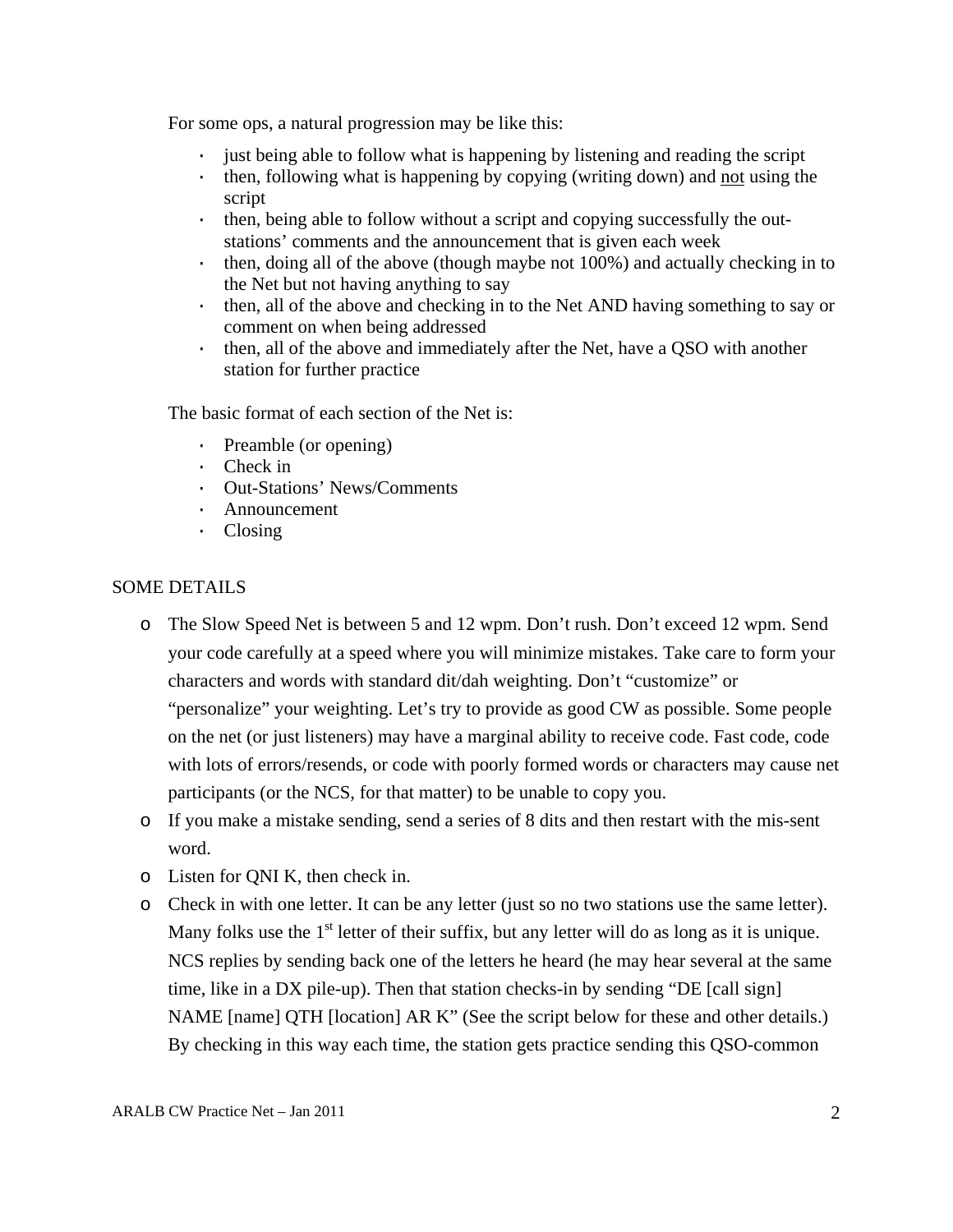For some ops, a natural progression may be like this:

- just being able to follow what is happening by listening and reading the script
- then, following what is happening by copying (writing down) and <u>not</u> using the script
- then, being able to follow without a script and copying successfully the out-stations' comments and the announcement that is given each week
- then, doing all of the above (though maybe not 100%) and actually checking in to the Net but not having anything to say
- then, all of the above and checking in to the Net AND having something to say or comment on when being addressed
- then, all of the above and immediately after the Net, have a QSO with another station for further practice

The basic format of each section of the Net is:

- Preamble (or opening)
- Check in
- Out-Stations' News/Comments
- Announcement
- Closing

SOME DETAILS

- The Slow Speed Net is between 5 and 12 wpm. Don't rush. Don't exceed 12 wpm. Send your code carefully at a speed where you will minimize mistakes. Take care to form your characters and words with standard dit/dah weighting. Don't "customize" or "personalize" your weighting. Let's try to provide as good CW as possible. Some people on the net (or just listeners) may have a marginal ability to receive code. Fast code, code with lots of errors/resends, or code with poorly formed words or characters may cause net participants (or the NCS, for that matter) to be unable to copy you.
- If you make a mistake sending, send a series of 8 dits and then restart with the mis-sent word.
- Listen for QNI K, then check in.
- Check in with one letter. It can be any letter (just so no two stations use the same letter). Many folks use the 1st letter of their suffix, but any letter will do as long as it is unique. NCS replies by sending back one of the letters he heard (he may hear several at the same time, like in a DX pile-up). Then that station checks-in by sending "DE [call sign] NAME [name] QTH [location] AR K" (See the script below for these and other details.) By checking in this way each time, the station gets practice sending this QSO-common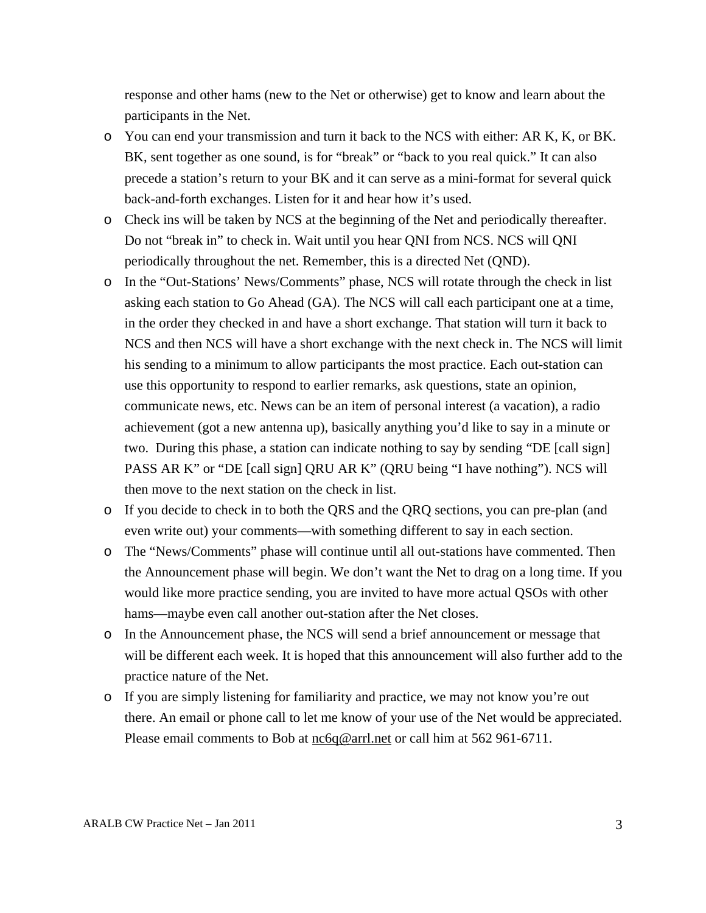response and other hams (new to the Net or otherwise) get to know and learn about the participants in the Net.

- You can end your transmission and turn it back to the NCS with either: AR K, K, or BK. BK, sent together as one sound, is for "break" or "back to you real quick." It can also precede a station's return to your BK and it can serve as a mini-format for several quick back-and-forth exchanges. Listen for it and hear how it's used.
- Check ins will be taken by NCS at the beginning of the Net and periodically thereafter. Do not "break in" to check in. Wait until you hear QNI from NCS. NCS will QNI periodically throughout the net. Remember, this is a directed Net (QND).
- In the "Out-Stations' News/Comments" phase, NCS will rotate through the check in list asking each station to Go Ahead (GA). The NCS will call each participant one at a time, in the order they checked in and have a short exchange. That station will turn it back to NCS and then NCS will have a short exchange with the next check in. The NCS will limit his sending to a minimum to allow participants the most practice. Each out-station can use this opportunity to respond to earlier remarks, ask questions, state an opinion, communicate news, etc. News can be an item of personal interest (a vacation), a radio achievement (got a new antenna up), basically anything you'd like to say in a minute or two. During this phase, a station can indicate nothing to say by sending "DE [call sign] PASS AR K" or "DE [call sign] QRU AR K" (QRU being "I have nothing"). NCS will then move to the next station on the check in list.
- If you decide to check in to both the QRS and the QRQ sections, you can pre-plan (and even write out) your comments—with something different to say in each section.
- The "News/Comments" phase will continue until all out-stations have commented. Then the Announcement phase will begin. We don't want the Net to drag on a long time. If you would like more practice sending, you are invited to have more actual QSOs with other hams—maybe even call another out-station after the Net closes.
- In the Announcement phase, the NCS will send a brief announcement or message that will be different each week. It is hoped that this announcement will also further add to the practice nature of the Net.
- If you are simply listening for familiarity and practice, we may not know you're out there. An email or phone call to let me know of your use of the Net would be appreciated. Please email comments to Bob at nc6q@arrl.net or call him at 562 961-6711.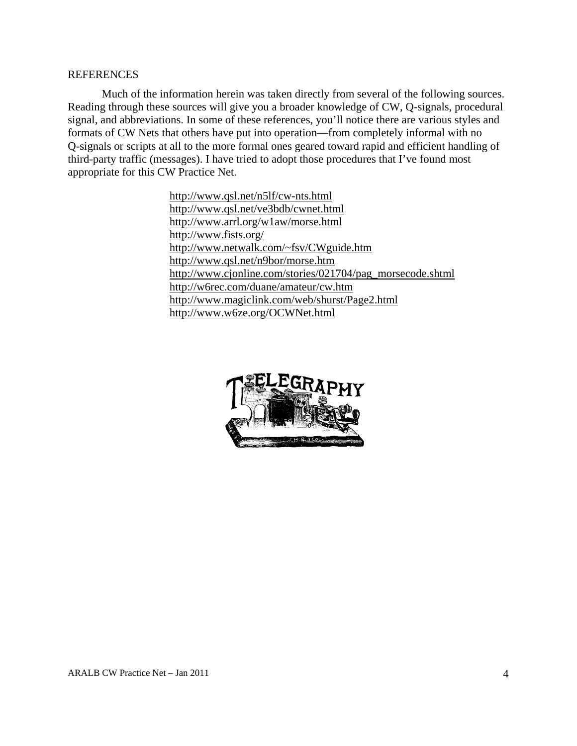## REFERENCES

Much of the information herein was taken directly from several of the following sources. Reading through these sources will give you a broader knowledge of CW, Q-signals, procedural signal, and abbreviations. In some of these references, you'll notice there are various styles and formats of CW Nets that others have put into operation—from completely informal with no Q-signals or scripts at all to the more formal ones geared toward rapid and efficient handling of third-party traffic (messages). I have tried to adopt those procedures that I've found most appropriate for this CW Practice Net.

http://www.qsl.net/n5lf/cw-nts.html
http://www.qsl.net/ve3bdb/cwnet.html
http://www.arrl.org/w1aw/morse.html
http://www.fists.org/
http://www.netwalk.com/~fsv/CWguide.htm
http://www.qsl.net/n9bor/morse.htm
http://www.cjonline.com/stories/021704/pag_morsecode.shtml
http://w6rec.com/duane/amateur/cw.htm
http://www.magiclink.com/web/shurst/Page2.html
http://www.w6ze.org/OCWNet.html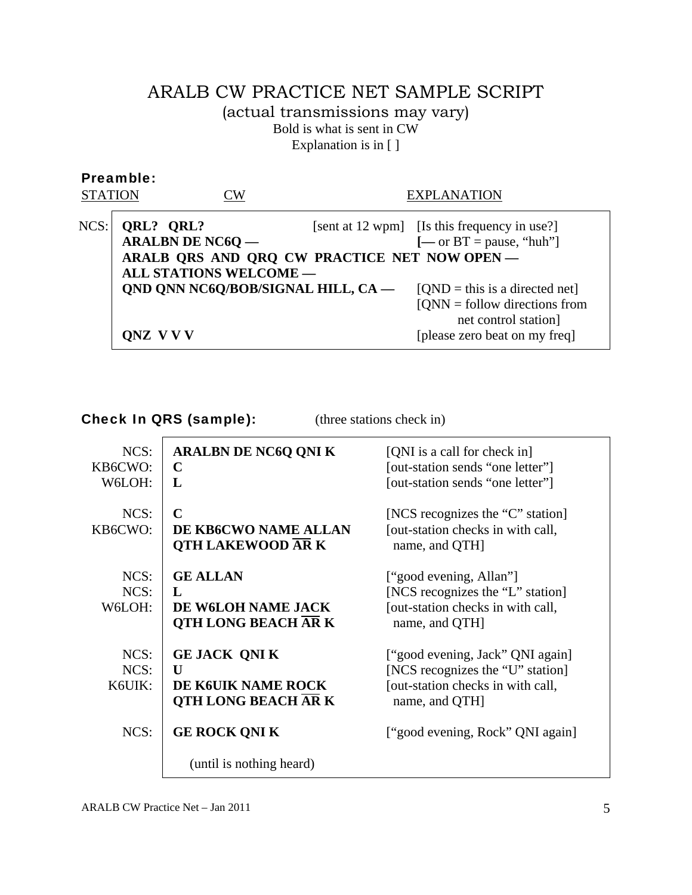# ARALB CW PRACTICE NET SAMPLE SCRIPT

(actual transmissions may vary)

Bold is what is sent in CW

Explanation is in [ ]

## Preamble:

| STATION | CW | | EXPLANATION |
|---|---|---|---|
| NCS: | **QRL? QRL?** | [sent at 12 wpm] | [Is this frequency in use?] |
| | **ARALBN DE NC6Q —** | | **[—** or BT = pause, "huh"] |
| | **ARALB QRS AND QRQ CW PRACTICE NET NOW OPEN —** | | |
| | **ALL STATIONS WELCOME —** | | |
| | **QND QNN NC6Q/BOB/SIGNAL HILL, CA —** | | [QND = this is a directed net] [QNN = follow directions from net control station] |
| | **QNZ V V V** | | [please zero beat on my freq] |

## Check In QRS (sample):

(three stations check in)

| STATION | CW | EXPLANATION |
|---|---|---|
| NCS: | **ARALBN DE NC6Q QNI K** | [QNI is a call for check in] |
| KB6CWO: | **C** | [out-station sends "one letter"] |
| W6LOH: | **L** | [out-station sends "one letter"] |
| NCS: | **C** | [NCS recognizes the "C" station] |
| KB6CWO: | **DE KB6CWO NAME ALLAN QTH LAKEWOOD $\overline{\text{AR}}$ K** | [out-station checks in with call, name, and QTH] |
| NCS: | **GE ALLAN** | ["good evening, Allan"] |
| NCS: | **L** | [NCS recognizes the "L" station] |
| W6LOH: | **DE W6LOH NAME JACK QTH LONG BEACH $\overline{\text{AR}}$ K** | [out-station checks in with call, name, and QTH] |
| NCS: | **GE JACK QNI K** | ["good evening, Jack" QNI again] |
| NCS: | **U** | [NCS recognizes the "U" station] |
| K6UIK: | **DE K6UIK NAME ROCK QTH LONG BEACH $\overline{\text{AR}}$ K** | [out-station checks in with call, name, and QTH] |
| NCS: | **GE ROCK QNI K** | ["good evening, Rock" QNI again] |
| | (until is nothing heard) | |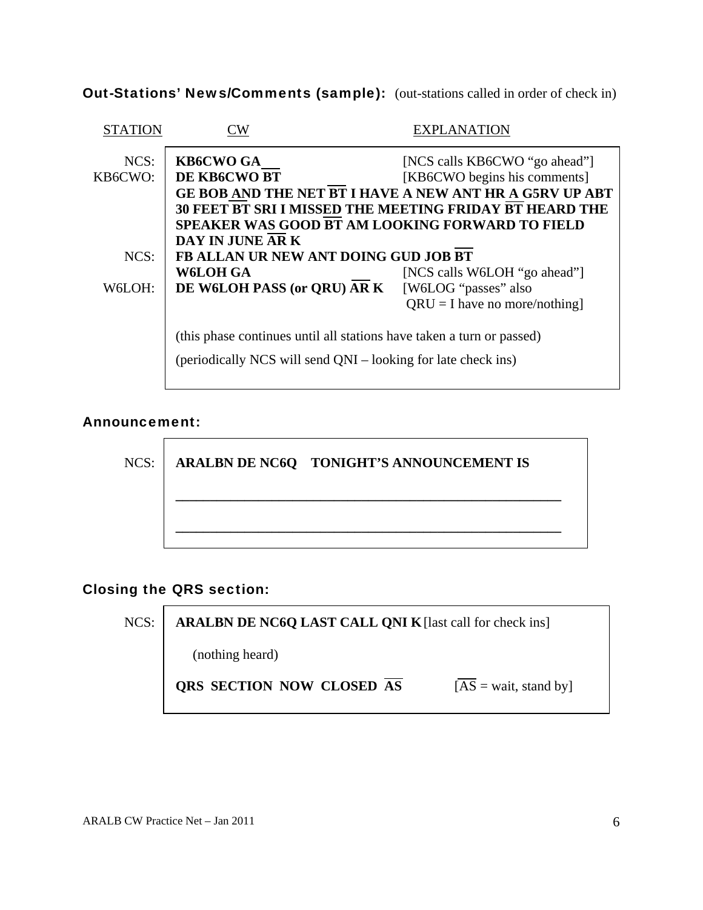### **Out-Stations' News/Comments (sample):** (out-stations called in order of check in)

| STATION | CW | EXPLANATION |
|---|---|---|
| NCS: | **KB6CWO GA** | [NCS calls KB6CWO "go ahead"] |
| KB6CWO: | **DE KB6CWO $\overline{\text{BT}}$** | [KB6CWO begins his comments] |
| | **GE BOB AND THE NET $\overline{\text{BT}}$ I HAVE A NEW ANT HR A G5RV UP ABT 30 FEET $\overline{\text{BT}}$ SRI I MISSED THE MEETING FRIDAY $\overline{\text{BT}}$ HEARD THE SPEAKER WAS GOOD $\overline{\text{BT}}$ AM LOOKING FORWARD TO FIELD DAY IN JUNE $\overline{\text{AR}}$ K** | |
| NCS: | **FB ALLAN UR NEW ANT DOING GUD JOB $\overline{\text{BT}}$** | |
| | **W6LOH GA** | [NCS calls W6LOH "go ahead"] |
| W6LOH: | **DE W6LOH PASS (or QRU) $\overline{\text{AR}}$ K** | [W6LOG "passes" also QRU = I have no more/nothing] |

(this phase continues until all stations have taken a turn or passed)

(periodically NCS will send QNI – looking for late check ins)

### **Announcement:**

NCS: **ARALBN DE NC6Q TONIGHT'S ANNOUNCEMENT IS**

_______________________________________________

_______________________________________________

### **Closing the QRS section:**

NCS: **ARALBN DE NC6Q LAST CALL QNI K** [last call for check ins]

(nothing heard)

**QRS SECTION NOW CLOSED $\overline{\text{AS}}$** [$\overline{\text{AS}}$ = wait, stand by]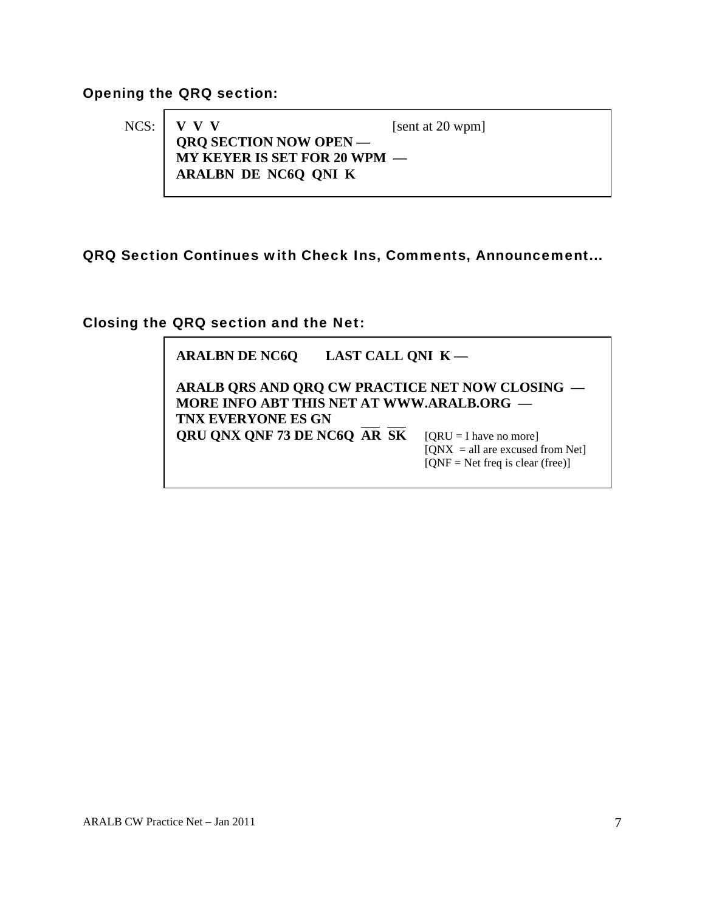### Opening the QRQ section:

NCS:

**V V V** [sent at 20 wpm]
**QRQ SECTION NOW OPEN —**
**MY KEYER IS SET FOR 20 WPM —**
**ARALBN DE NC6Q QNI K**

### QRQ Section Continues with Check Ins, Comments, Announcement…

### Closing the QRQ section and the Net:

**ARALBN DE NC6Q LAST CALL QNI K —**

**ARALB QRS AND QRQ CW PRACTICE NET NOW CLOSING —**
**MORE INFO ABT THIS NET AT WWW.ARALB.ORG —**
**TNX EVERYONE ES GN**
**QRU QNX QNF 73 DE NC6Q $\overline{\text{AR}}$ $\overline{\text{SK}}$** [QRU = I have no more]
[QNX = all are excused from Net]
[QNF = Net freq is clear (free)]